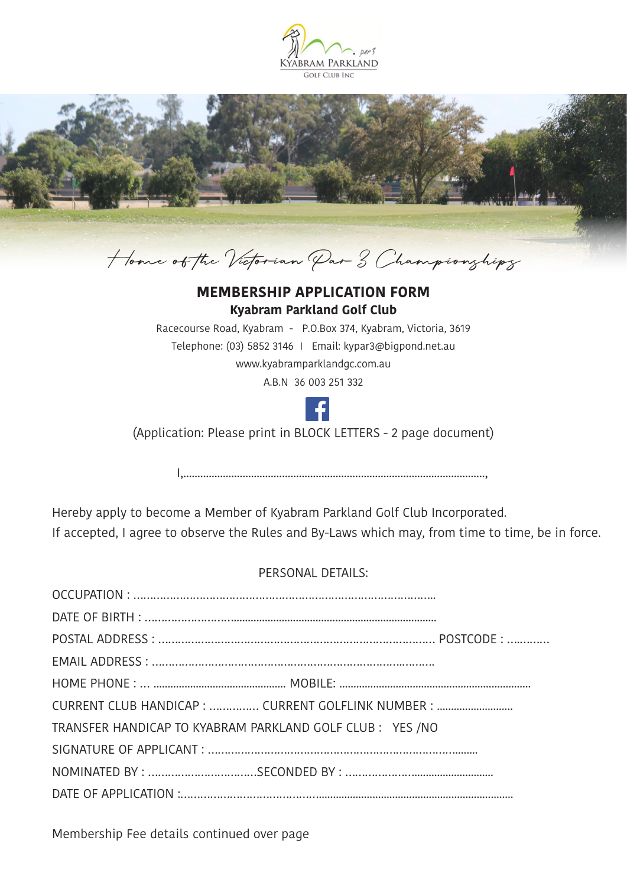KYABRAM PARKLAND
GOLF CLUB INC

*Home of the Victorian Par 3 Championships*

# MEMBERSHIP APPLICATION FORM

## Kyabram Parkland Golf Club

Racecourse Road, Kyabram - P.O.Box 374, Kyabram, Victoria, 3619

Telephone: (03) 5852 3146 I Email: kypar3@bigpond.net.au

www.kyabramparklandgc.com.au

A.B.N 36 003 251 332

(Application: Please print in BLOCK LETTERS - 2 page document)

I,..........................................................................................................,

Hereby apply to become a Member of Kyabram Parkland Golf Club Incorporated.
If accepted, I agree to observe the Rules and By-Laws which may, from time to time, be in force.

PERSONAL DETAILS:

OCCUPATION : ..........................................................................................

DATE OF BIRTH : ......................................................................................

POSTAL ADDRESS : ............................................................................ POSTCODE : ............

EMAIL ADDRESS : ...................................................................................

HOME PHONE : ... .............................................. MOBILE: ....................................................................

CURRENT CLUB HANDICAP : .............. CURRENT GOLFLINK NUMBER : ...........................

TRANSFER HANDICAP TO KYABRAM PARKLAND GOLF CLUB : YES /NO

SIGNATURE OF APPLICANT : ............................................................................

NOMINATED BY : ................................SECONDED BY : ...................................................

DATE OF APPLICATION :.........................................................................................................

Membership Fee details continued over page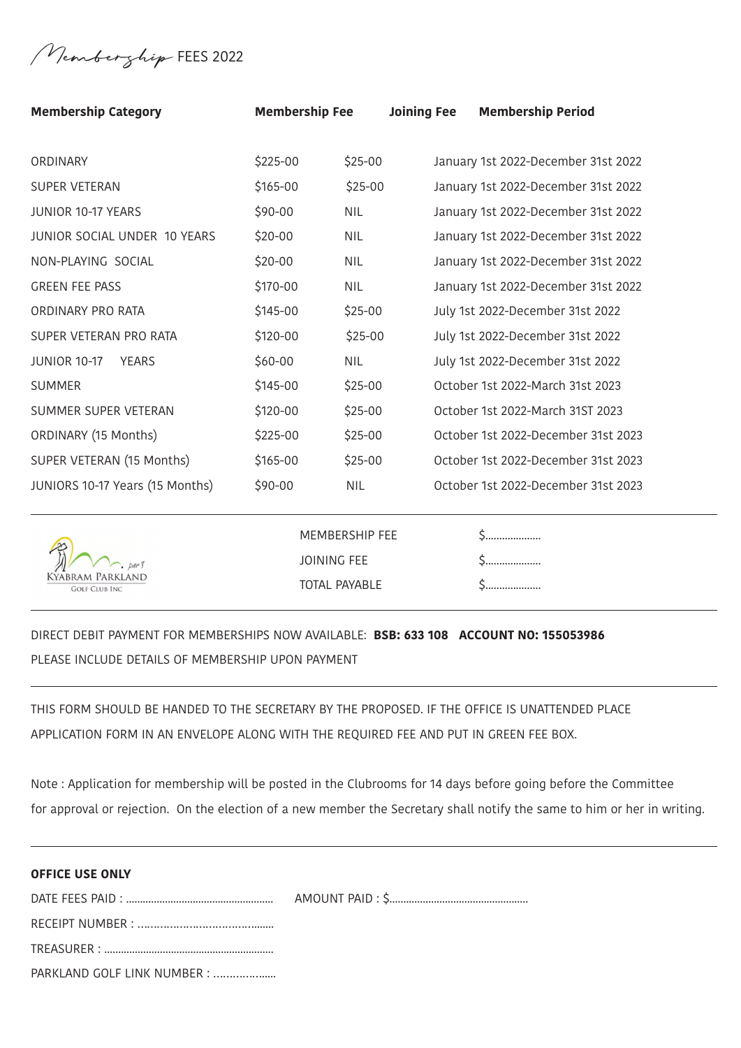# Membership FEES 2022

| Membership Category | Membership Fee | Joining Fee | Membership Period |
|---|---|---|---|
| ORDINARY | $225-00 | $25-00 | January 1st 2022-December 31st 2022 |
| SUPER VETERAN | $165-00 | $25-00 | January 1st 2022-December 31st 2022 |
| JUNIOR 10-17 YEARS | $90-00 | NIL | January 1st 2022-December 31st 2022 |
| JUNIOR SOCIAL UNDER 10 YEARS | $20-00 | NIL | January 1st 2022-December 31st 2022 |
| NON-PLAYING SOCIAL | $20-00 | NIL | January 1st 2022-December 31st 2022 |
| GREEN FEE PASS | $170-00 | NIL | January 1st 2022-December 31st 2022 |
| ORDINARY PRO RATA | $145-00 | $25-00 | July 1st 2022-December 31st 2022 |
| SUPER VETERAN PRO RATA | $120-00 | $25-00 | July 1st 2022-December 31st 2022 |
| JUNIOR 10-17 YEARS | $60-00 | NIL | July 1st 2022-December 31st 2022 |
| SUMMER | $145-00 | $25-00 | October 1st 2022-March 31st 2023 |
| SUMMER SUPER VETERAN | $120-00 | $25-00 | October 1st 2022-March 31ST 2023 |
| ORDINARY (15 Months) | $225-00 | $25-00 | October 1st 2022-December 31st 2023 |
| SUPER VETERAN (15 Months) | $165-00 | $25-00 | October 1st 2022-December 31st 2023 |
| JUNIORS 10-17 Years (15 Months) | $90-00 | NIL | October 1st 2022-December 31st 2023 |

KYABRAM PARKLAND GOLF CLUB INC

MEMBERSHIP FEE $....................

JOINING FEE $....................

TOTAL PAYABLE $....................

DIRECT DEBIT PAYMENT FOR MEMBERSHIPS NOW AVAILABLE: **BSB: 633 108 ACCOUNT NO: 155053986**

PLEASE INCLUDE DETAILS OF MEMBERSHIP UPON PAYMENT

THIS FORM SHOULD BE HANDED TO THE SECRETARY BY THE PROPOSED. IF THE OFFICE IS UNATTENDED PLACE APPLICATION FORM IN AN ENVELOPE ALONG WITH THE REQUIRED FEE AND PUT IN GREEN FEE BOX.

Note : Application for membership will be posted in the Clubrooms for 14 days before going before the Committee for approval or rejection. On the election of a new member the Secretary shall notify the same to him or her in writing.

**OFFICE USE ONLY**

DATE FEES PAID : .................................................... AMOUNT PAID : $.................................................

RECEIPT NUMBER : ..........................................

TREASURER : ............................................................

PARKLAND GOLF LINK NUMBER : ...................